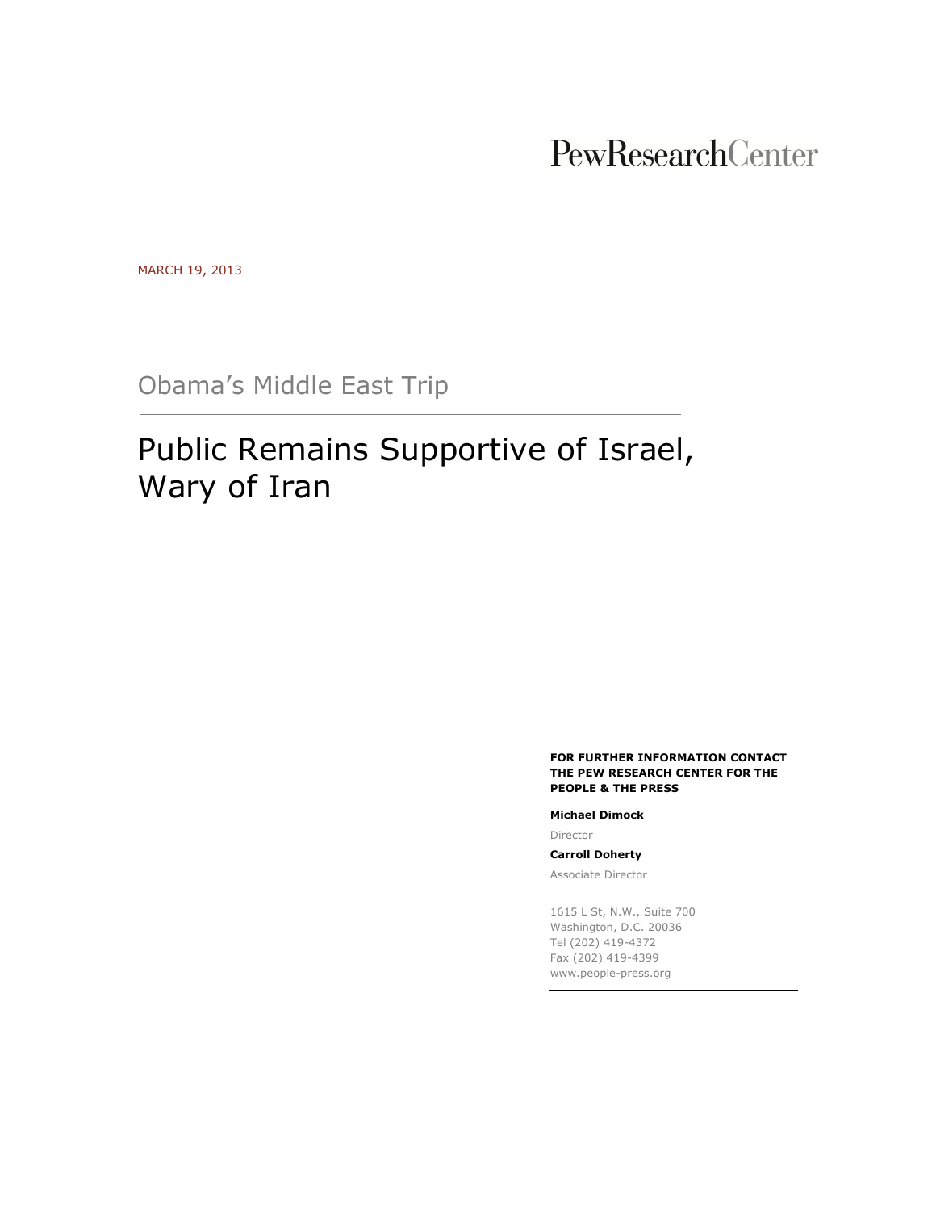PewResearchCenter

MARCH 19, 2013

## Obama's Middle East Trip

# Public Remains Supportive of Israel, Wary of Iran

**FOR FURTHER INFORMATION CONTACT THE PEW RESEARCH CENTER FOR THE PEOPLE & THE PRESS**

**Michael Dimock**

Director

**Carroll Doherty**

Associate Director

1615 L St, N.W., Suite 700
Washington, D.C. 20036
Tel (202) 419-4372
Fax (202) 419-4399
www.people-press.org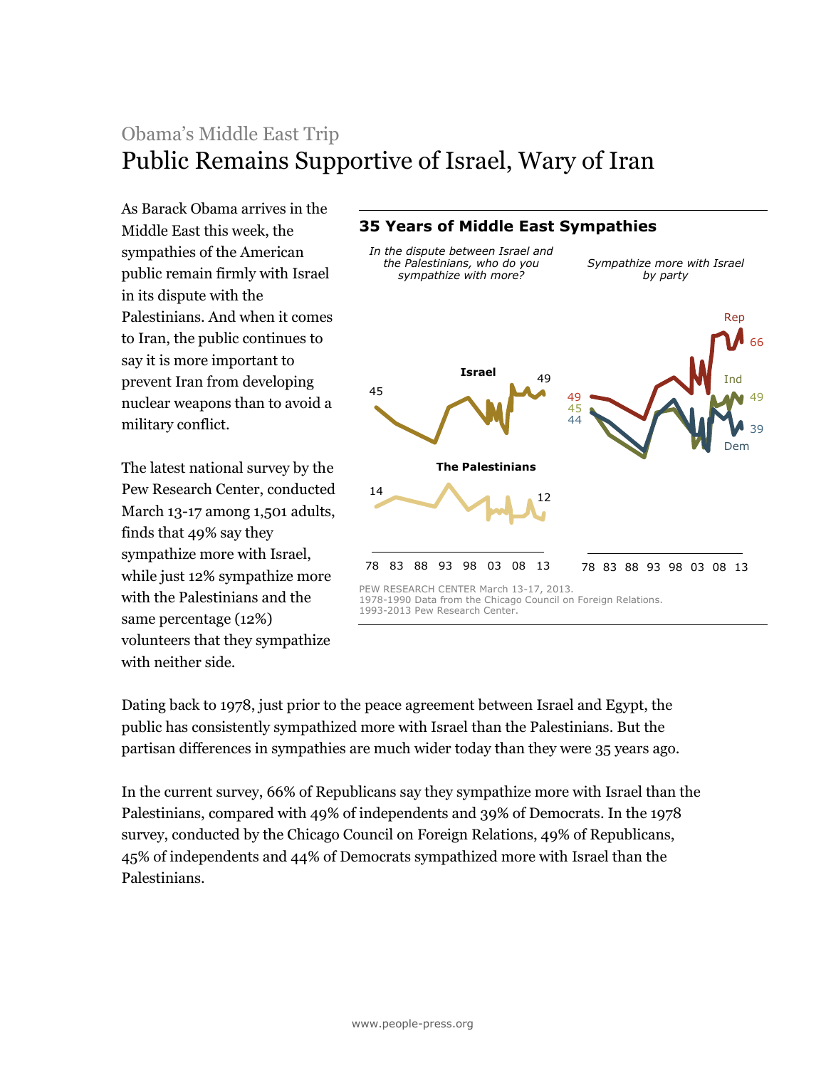Obama's Middle East Trip

# Public Remains Supportive of Israel, Wary of Iran

As Barack Obama arrives in the Middle East this week, the sympathies of the American public remain firmly with Israel in its dispute with the Palestinians. And when it comes to Iran, the public continues to say it is more important to prevent Iran from developing nuclear weapons than to avoid a military conflict.

The latest national survey by the Pew Research Center, conducted March 13-17 among 1,501 adults, finds that 49% say they sympathize more with Israel, while just 12% sympathize more with the Palestinians and the same percentage (12%) volunteers that they sympathize with neither side.

**35 Years of Middle East Sympathies**

*In the dispute between Israel and the Palestinians, who do you sympathize with more?*

Israel: 45 (78) … 49 (13)
The Palestinians: 14 (78) … 12 (13)

*Sympathize more with Israel by party*

Rep: 49 (78) … 66 (13)
Ind: 45 (78) … 49 (13)
Dem: 44 (78) … 39 (13)

78 83 88 93 98 03 08 13

PEW RESEARCH CENTER March 13-17, 2013.
1978-1990 Data from the Chicago Council on Foreign Relations.
1993-2013 Pew Research Center.

Dating back to 1978, just prior to the peace agreement between Israel and Egypt, the public has consistently sympathized more with Israel than the Palestinians. But the partisan differences in sympathies are much wider today than they were 35 years ago.

In the current survey, 66% of Republicans say they sympathize more with Israel than the Palestinians, compared with 49% of independents and 39% of Democrats. In the 1978 survey, conducted by the Chicago Council on Foreign Relations, 49% of Republicans, 45% of independents and 44% of Democrats sympathized more with Israel than the Palestinians.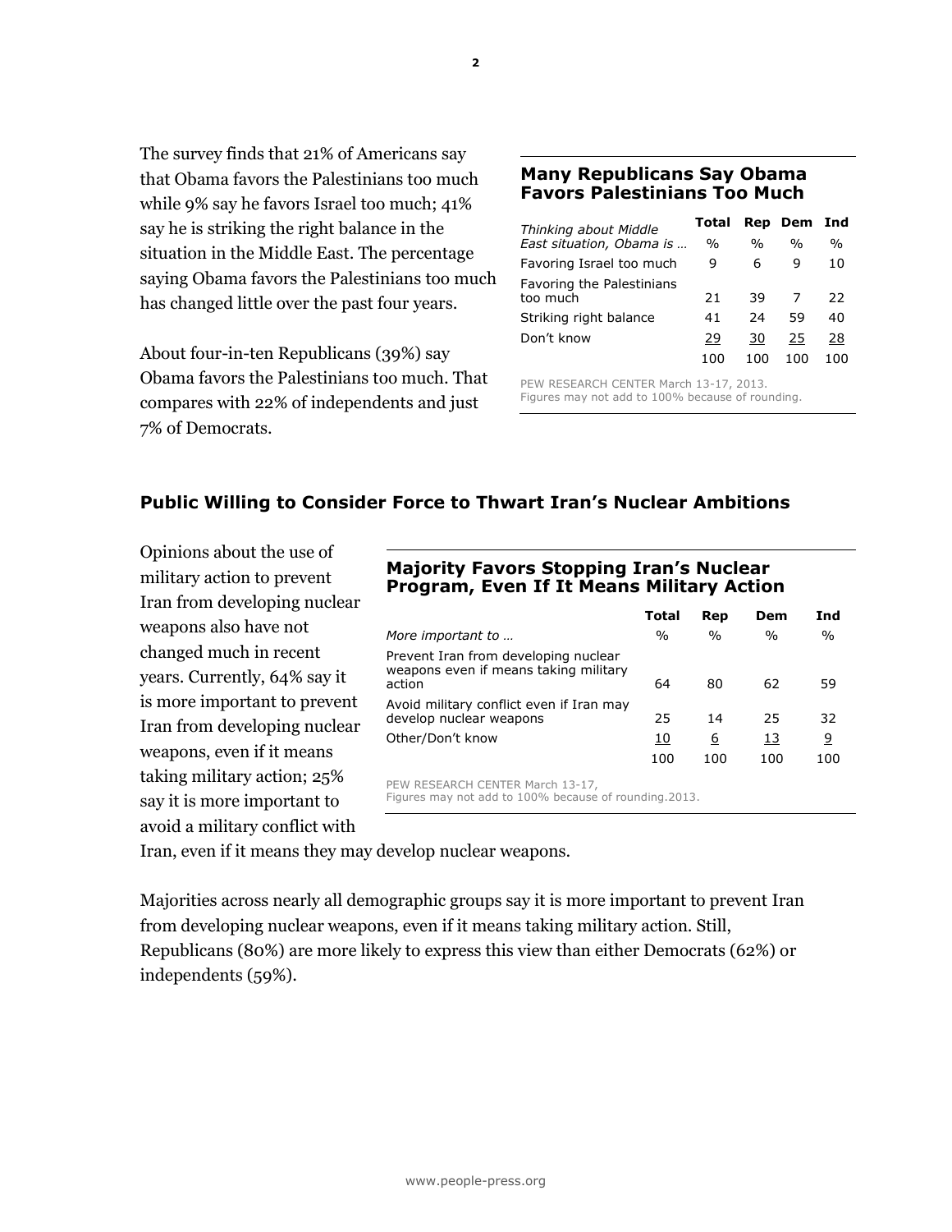The survey finds that 21% of Americans say that Obama favors the Palestinians too much while 9% say he favors Israel too much; 41% say he is striking the right balance in the situation in the Middle East. The percentage saying Obama favors the Palestinians too much has changed little over the past four years.

About four-in-ten Republicans (39%) say Obama favors the Palestinians too much. That compares with 22% of independents and just 7% of Democrats.

### Many Republicans Say Obama Favors Palestinians Too Much

| *Thinking about Middle East situation, Obama is …* | Total | Rep | Dem | Ind |
|---|---|---|---|---|
| | % | % | % | % |
| Favoring Israel too much | 9 | 6 | 9 | 10 |
| Favoring the Palestinians too much | 21 | 39 | 7 | 22 |
| Striking right balance | 41 | 24 | 59 | 40 |
| Don't know | 29 | 30 | 25 | 28 |
| | 100 | 100 | 100 | 100 |

PEW RESEARCH CENTER March 13-17, 2013. Figures may not add to 100% because of rounding.

## Public Willing to Consider Force to Thwart Iran's Nuclear Ambitions

Opinions about the use of military action to prevent Iran from developing nuclear weapons also have not changed much in recent years. Currently, 64% say it is more important to prevent Iran from developing nuclear weapons, even if it means taking military action; 25% say it is more important to avoid a military conflict with Iran, even if it means they may develop nuclear weapons.

### Majority Favors Stopping Iran's Nuclear Program, Even If It Means Military Action

| *More important to …* | Total | Rep | Dem | Ind |
|---|---|---|---|---|
| | % | % | % | % |
| Prevent Iran from developing nuclear weapons even if means taking military action | 64 | 80 | 62 | 59 |
| Avoid military conflict even if Iran may develop nuclear weapons | 25 | 14 | 25 | 32 |
| Other/Don't know | 10 | 6 | 13 | 9 |
| | 100 | 100 | 100 | 100 |

PEW RESEARCH CENTER March 13-17, Figures may not add to 100% because of rounding.2013.

Majorities across nearly all demographic groups say it is more important to prevent Iran from developing nuclear weapons, even if it means taking military action. Still, Republicans (80%) are more likely to express this view than either Democrats (62%) or independents (59%).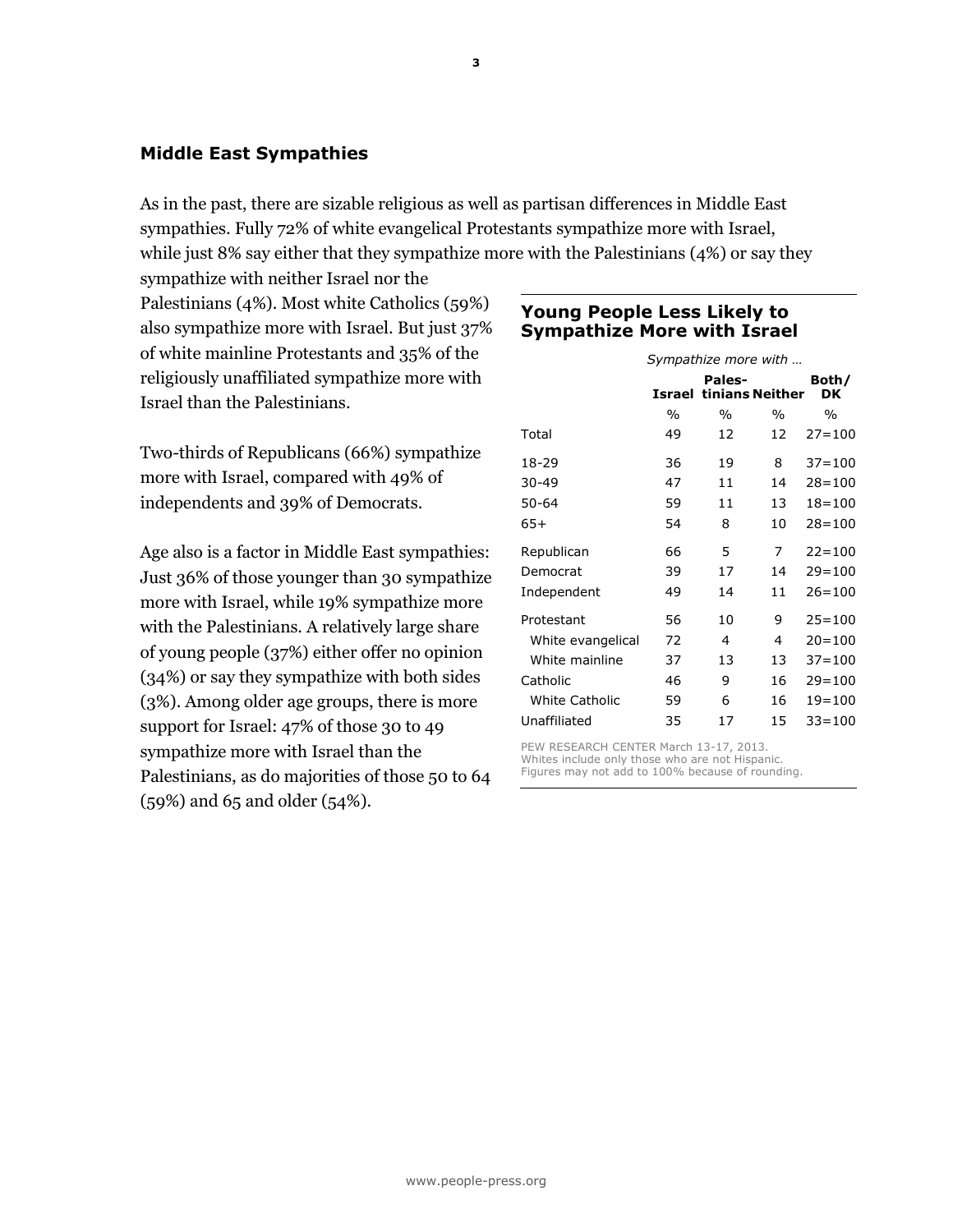## Middle East Sympathies

As in the past, there are sizable religious as well as partisan differences in Middle East sympathies. Fully 72% of white evangelical Protestants sympathize more with Israel, while just 8% say either that they sympathize more with the Palestinians (4%) or say they sympathize with neither Israel nor the Palestinians (4%). Most white Catholics (59%) also sympathize more with Israel. But just 37% of white mainline Protestants and 35% of the religiously unaffiliated sympathize more with Israel than the Palestinians.

Two-thirds of Republicans (66%) sympathize more with Israel, compared with 49% of independents and 39% of Democrats.

Age also is a factor in Middle East sympathies: Just 36% of those younger than 30 sympathize more with Israel, while 19% sympathize more with the Palestinians. A relatively large share of young people (37%) either offer no opinion (34%) or say they sympathize with both sides (3%). Among older age groups, there is more support for Israel: 47% of those 30 to 49 sympathize more with Israel than the Palestinians, as do majorities of those 50 to 64 (59%) and 65 and older (54%).

### Young People Less Likely to Sympathize More with Israel

| | *Sympathize more with …* | | | |
|---|---|---|---|---|
| | **Israel** | **Pales-tinians** | **Neither** | **Both/ DK** |
| | % | % | % | % |
| Total | 49 | 12 | 12 | 27=100 |
| 18-29 | 36 | 19 | 8 | 37=100 |
| 30-49 | 47 | 11 | 14 | 28=100 |
| 50-64 | 59 | 11 | 13 | 18=100 |
| 65+ | 54 | 8 | 10 | 28=100 |
| Republican | 66 | 5 | 7 | 22=100 |
| Democrat | 39 | 17 | 14 | 29=100 |
| Independent | 49 | 14 | 11 | 26=100 |
| Protestant | 56 | 10 | 9 | 25=100 |
| White evangelical | 72 | 4 | 4 | 20=100 |
| White mainline | 37 | 13 | 13 | 37=100 |
| Catholic | 46 | 9 | 16 | 29=100 |
| White Catholic | 59 | 6 | 16 | 19=100 |
| Unaffiliated | 35 | 17 | 15 | 33=100 |

PEW RESEARCH CENTER March 13-17, 2013.
Whites include only those who are not Hispanic.
Figures may not add to 100% because of rounding.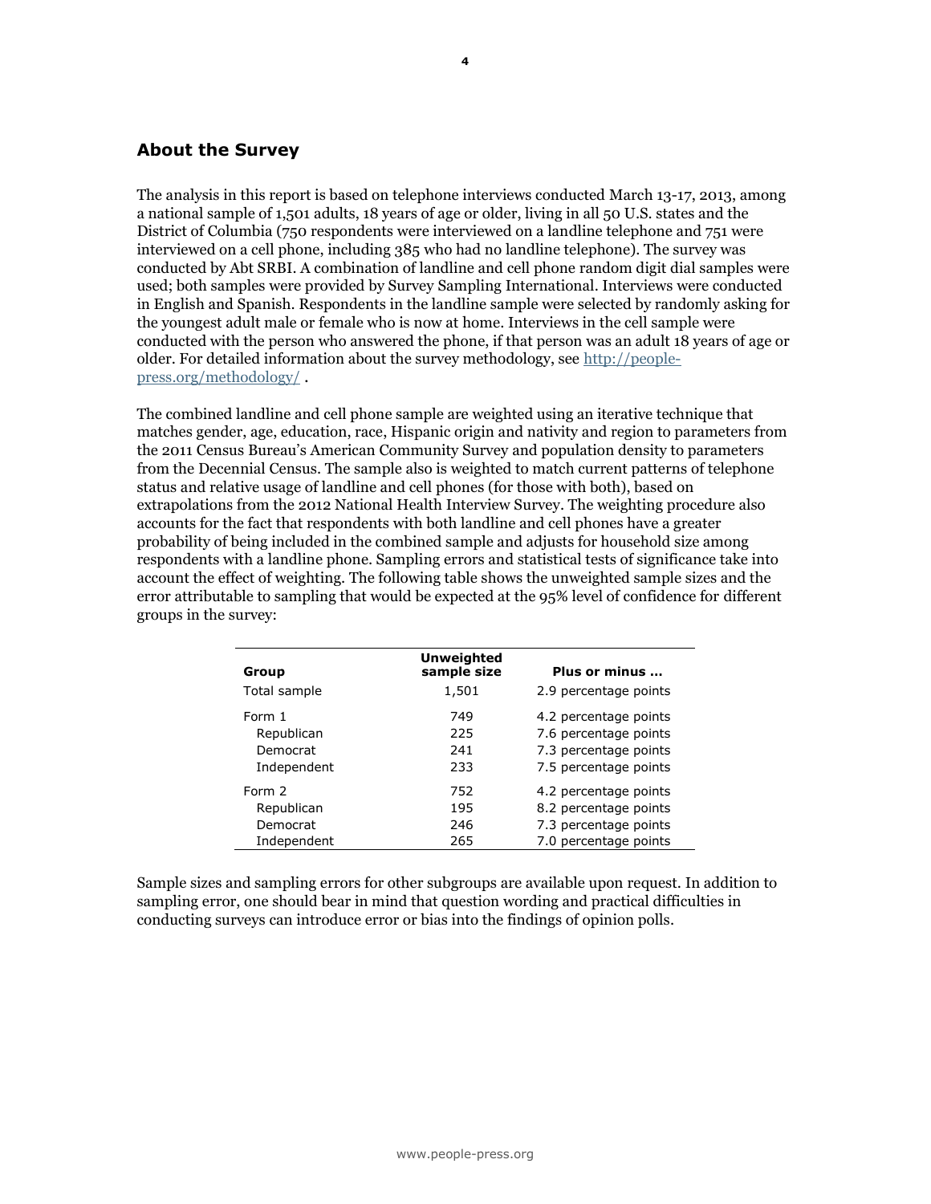## About the Survey

The analysis in this report is based on telephone interviews conducted March 13-17, 2013, among a national sample of 1,501 adults, 18 years of age or older, living in all 50 U.S. states and the District of Columbia (750 respondents were interviewed on a landline telephone and 751 were interviewed on a cell phone, including 385 who had no landline telephone). The survey was conducted by Abt SRBI. A combination of landline and cell phone random digit dial samples were used; both samples were provided by Survey Sampling International. Interviews were conducted in English and Spanish. Respondents in the landline sample were selected by randomly asking for the youngest adult male or female who is now at home. Interviews in the cell sample were conducted with the person who answered the phone, if that person was an adult 18 years of age or older. For detailed information about the survey methodology, see [http://people-press.org/methodology/](http://people-press.org/methodology/) .

The combined landline and cell phone sample are weighted using an iterative technique that matches gender, age, education, race, Hispanic origin and nativity and region to parameters from the 2011 Census Bureau's American Community Survey and population density to parameters from the Decennial Census. The sample also is weighted to match current patterns of telephone status and relative usage of landline and cell phones (for those with both), based on extrapolations from the 2012 National Health Interview Survey. The weighting procedure also accounts for the fact that respondents with both landline and cell phones have a greater probability of being included in the combined sample and adjusts for household size among respondents with a landline phone. Sampling errors and statistical tests of significance take into account the effect of weighting. The following table shows the unweighted sample sizes and the error attributable to sampling that would be expected at the 95% level of confidence for different groups in the survey:

| Group | Unweighted sample size | Plus or minus … |
|---|---|---|
| Total sample | 1,501 | 2.9 percentage points |
| Form 1 | 749 | 4.2 percentage points |
| Republican | 225 | 7.6 percentage points |
| Democrat | 241 | 7.3 percentage points |
| Independent | 233 | 7.5 percentage points |
| Form 2 | 752 | 4.2 percentage points |
| Republican | 195 | 8.2 percentage points |
| Democrat | 246 | 7.3 percentage points |
| Independent | 265 | 7.0 percentage points |

Sample sizes and sampling errors for other subgroups are available upon request. In addition to sampling error, one should bear in mind that question wording and practical difficulties in conducting surveys can introduce error or bias into the findings of opinion polls.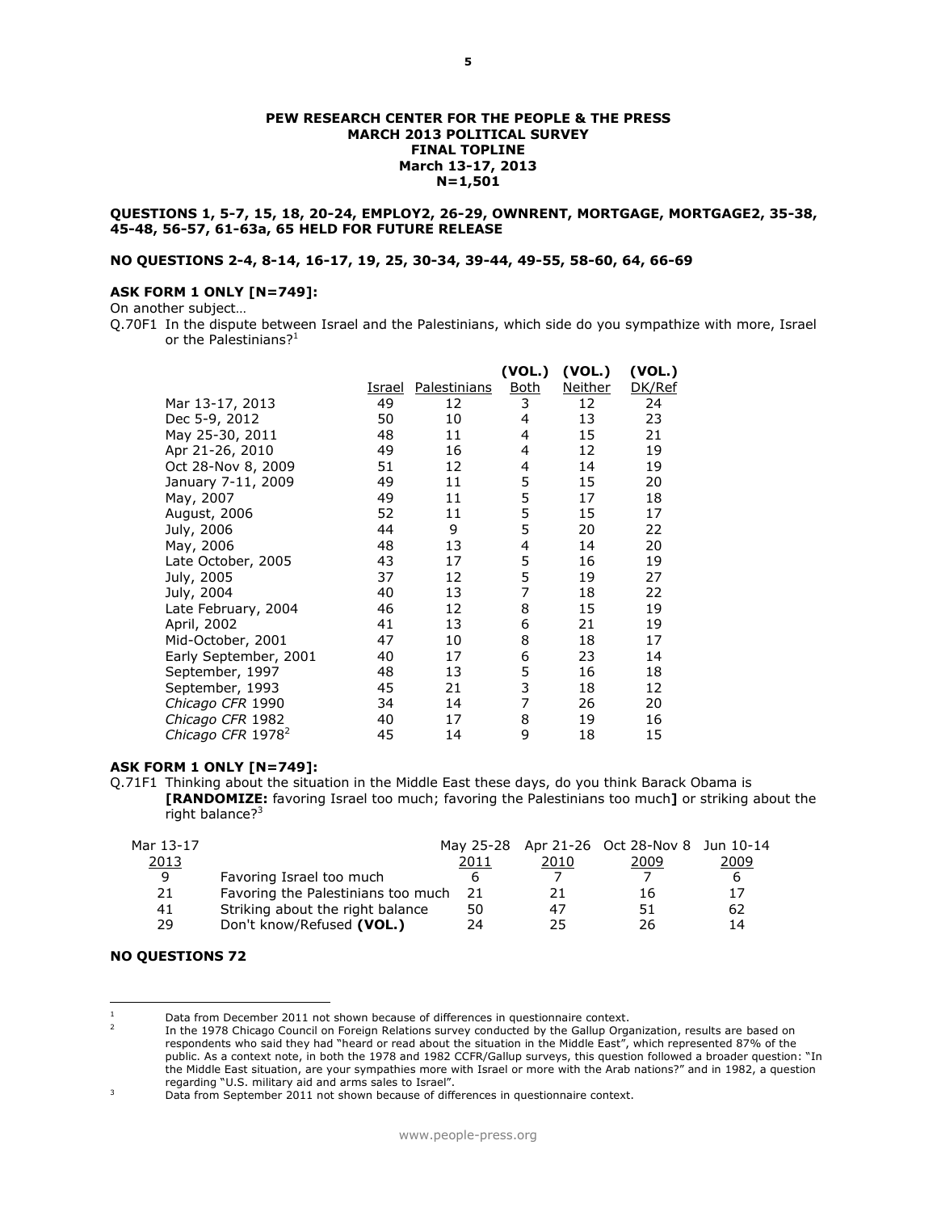**PEW RESEARCH CENTER FOR THE PEOPLE & THE PRESS**
**MARCH 2013 POLITICAL SURVEY**
**FINAL TOPLINE**
**March 13-17, 2013**
**N=1,501**

**QUESTIONS 1, 5-7, 15, 18, 20-24, EMPLOY2, 26-29, OWNRENT, MORTGAGE, MORTGAGE2, 35-38, 45-48, 56-57, 61-63a, 65 HELD FOR FUTURE RELEASE**

**NO QUESTIONS 2-4, 8-14, 16-17, 19, 25, 30-34, 39-44, 49-55, 58-60, 64, 66-69**

**ASK FORM 1 ONLY [N=749]:**

On another subject…

Q.70F1 In the dispute between Israel and the Palestinians, which side do you sympathize with more, Israel or the Palestinians?[1]

| | Israel | Palestinians | (VOL.) Both | (VOL.) Neither | (VOL.) DK/Ref |
|---|---|---|---|---|---|
| Mar 13-17, 2013 | 49 | 12 | 3 | 12 | 24 |
| Dec 5-9, 2012 | 50 | 10 | 4 | 13 | 23 |
| May 25-30, 2011 | 48 | 11 | 4 | 15 | 21 |
| Apr 21-26, 2010 | 49 | 16 | 4 | 12 | 19 |
| Oct 28-Nov 8, 2009 | 51 | 12 | 4 | 14 | 19 |
| January 7-11, 2009 | 49 | 11 | 5 | 15 | 20 |
| May, 2007 | 49 | 11 | 5 | 17 | 18 |
| August, 2006 | 52 | 11 | 5 | 15 | 17 |
| July, 2006 | 44 | 9 | 5 | 20 | 22 |
| May, 2006 | 48 | 13 | 4 | 14 | 20 |
| Late October, 2005 | 43 | 17 | 5 | 16 | 19 |
| July, 2005 | 37 | 12 | 5 | 19 | 27 |
| July, 2004 | 40 | 13 | 7 | 18 | 22 |
| Late February, 2004 | 46 | 12 | 8 | 15 | 19 |
| April, 2002 | 41 | 13 | 6 | 21 | 19 |
| Mid-October, 2001 | 47 | 10 | 8 | 18 | 17 |
| Early September, 2001 | 40 | 17 | 6 | 23 | 14 |
| September, 1997 | 48 | 13 | 5 | 16 | 18 |
| September, 1993 | 45 | 21 | 3 | 18 | 12 |
| *Chicago CFR* 1990 | 34 | 14 | 7 | 26 | 20 |
| *Chicago CFR* 1982 | 40 | 17 | 8 | 19 | 16 |
| *Chicago CFR* 1978[2] | 45 | 14 | 9 | 18 | 15 |

**ASK FORM 1 ONLY [N=749]:**

Q.71F1 Thinking about the situation in the Middle East these days, do you think Barack Obama is **[RANDOMIZE:** favoring Israel too much; favoring the Palestinians too much**]** or striking about the right balance?[3]

| Mar 13-17 2013 | | May 25-28 2011 | Apr 21-26 2010 | Oct 28-Nov 8 2009 | Jun 10-14 2009 |
|---|---|---|---|---|---|
| 9 | Favoring Israel too much | 6 | 7 | 7 | 6 |
| 21 | Favoring the Palestinians too much | 21 | 21 | 16 | 17 |
| 41 | Striking about the right balance | 50 | 47 | 51 | 62 |
| 29 | Don't know/Refused **(VOL.)** | 24 | 25 | 26 | 14 |

**NO QUESTIONS 72**

---

[1] Data from December 2011 not shown because of differences in questionnaire context.

[2] In the 1978 Chicago Council on Foreign Relations survey conducted by the Gallup Organization, results are based on respondents who said they had "heard or read about the situation in the Middle East", which represented 87% of the public. As a context note, in both the 1978 and 1982 CCFR/Gallup surveys, this question followed a broader question: "In the Middle East situation, are your sympathies more with Israel or more with the Arab nations?" and in 1982, a question regarding "U.S. military aid and arms sales to Israel".

[3] Data from September 2011 not shown because of differences in questionnaire context.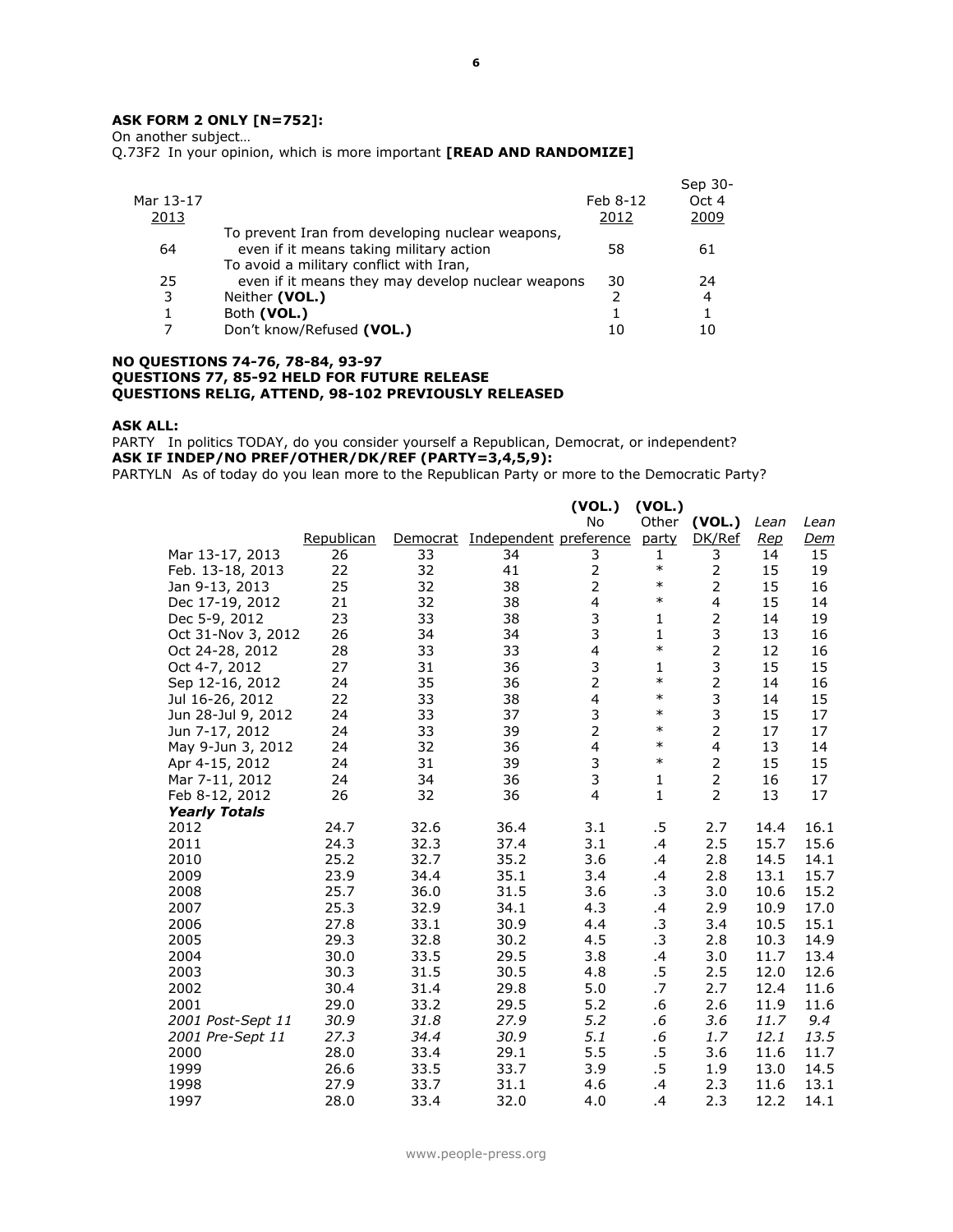**ASK FORM 2 ONLY [N=752]:**

On another subject…

Q.73F2 In your opinion, which is more important **[READ AND RANDOMIZE]**

| Mar 13-17 2013 | | Feb 8-12 2012 | Sep 30-Oct 4 2009 |
|---|---|---|---|
| 64 | To prevent Iran from developing nuclear weapons, even if it means taking military action | 58 | 61 |
| 25 | To avoid a military conflict with Iran, even if it means they may develop nuclear weapons | 30 | 24 |
| 3 | Neither **(VOL.)** | 2 | 4 |
| 1 | Both **(VOL.)** | 1 | 1 |
| 7 | Don't know/Refused **(VOL.)** | 10 | 10 |

**NO QUESTIONS 74-76, 78-84, 93-97**
**QUESTIONS 77, 85-92 HELD FOR FUTURE RELEASE**
**QUESTIONS RELIG, ATTEND, 98-102 PREVIOUSLY RELEASED**

**ASK ALL:**

PARTY In politics TODAY, do you consider yourself a Republican, Democrat, or independent?

**ASK IF INDEP/NO PREF/OTHER/DK/REF (PARTY=3,4,5,9):**

PARTYLN As of today do you lean more to the Republican Party or more to the Democratic Party?

| | Republican | Democrat | Independent | (VOL.) No preference | (VOL.) Other party | (VOL.) DK/Ref | *Lean Rep* | *Lean Dem* |
|---|---|---|---|---|---|---|---|---|
| Mar 13-17, 2013 | 26 | 33 | 34 | 3 | 1 | 3 | 14 | 15 |
| Feb. 13-18, 2013 | 22 | 32 | 41 | 2 | * | 2 | 15 | 19 |
| Jan 9-13, 2013 | 25 | 32 | 38 | 2 | * | 2 | 15 | 16 |
| Dec 17-19, 2012 | 21 | 32 | 38 | 4 | * | 4 | 15 | 14 |
| Dec 5-9, 2012 | 23 | 33 | 38 | 3 | 1 | 2 | 14 | 19 |
| Oct 31-Nov 3, 2012 | 26 | 34 | 34 | 3 | 1 | 3 | 13 | 16 |
| Oct 24-28, 2012 | 28 | 33 | 33 | 4 | * | 2 | 12 | 16 |
| Oct 4-7, 2012 | 27 | 31 | 36 | 3 | 1 | 3 | 15 | 15 |
| Sep 12-16, 2012 | 24 | 35 | 36 | 2 | * | 2 | 14 | 16 |
| Jul 16-26, 2012 | 22 | 33 | 38 | 4 | * | 3 | 14 | 15 |
| Jun 28-Jul 9, 2012 | 24 | 33 | 37 | 3 | * | 3 | 15 | 17 |
| Jun 7-17, 2012 | 24 | 33 | 39 | 2 | * | 2 | 17 | 17 |
| May 9-Jun 3, 2012 | 24 | 32 | 36 | 4 | * | 4 | 13 | 14 |
| Apr 4-15, 2012 | 24 | 31 | 39 | 3 | * | 2 | 15 | 15 |
| Mar 7-11, 2012 | 24 | 34 | 36 | 3 | 1 | 2 | 16 | 17 |
| Feb 8-12, 2012 | 26 | 32 | 36 | 4 | 1 | 2 | 13 | 17 |
| ***Yearly Totals*** | | | | | | | | |
| 2012 | 24.7 | 32.6 | 36.4 | 3.1 | .5 | 2.7 | 14.4 | 16.1 |
| 2011 | 24.3 | 32.3 | 37.4 | 3.1 | .4 | 2.5 | 15.7 | 15.6 |
| 2010 | 25.2 | 32.7 | 35.2 | 3.6 | .4 | 2.8 | 14.5 | 14.1 |
| 2009 | 23.9 | 34.4 | 35.1 | 3.4 | .4 | 2.8 | 13.1 | 15.7 |
| 2008 | 25.7 | 36.0 | 31.5 | 3.6 | .3 | 3.0 | 10.6 | 15.2 |
| 2007 | 25.3 | 32.9 | 34.1 | 4.3 | .4 | 2.9 | 10.9 | 17.0 |
| 2006 | 27.8 | 33.1 | 30.9 | 4.4 | .3 | 3.4 | 10.5 | 15.1 |
| 2005 | 29.3 | 32.8 | 30.2 | 4.5 | .3 | 2.8 | 10.3 | 14.9 |
| 2004 | 30.0 | 33.5 | 29.5 | 3.8 | .4 | 3.0 | 11.7 | 13.4 |
| 2003 | 30.3 | 31.5 | 30.5 | 4.8 | .5 | 2.5 | 12.0 | 12.6 |
| 2002 | 30.4 | 31.4 | 29.8 | 5.0 | .7 | 2.7 | 12.4 | 11.6 |
| 2001 | 29.0 | 33.2 | 29.5 | 5.2 | .6 | 2.6 | 11.9 | 11.6 |
| *2001 Post-Sept 11* | *30.9* | *31.8* | *27.9* | *5.2* | *.6* | *3.6* | *11.7* | *9.4* |
| *2001 Pre-Sept 11* | *27.3* | *34.4* | *30.9* | *5.1* | *.6* | *1.7* | *12.1* | *13.5* |
| 2000 | 28.0 | 33.4 | 29.1 | 5.5 | .5 | 3.6 | 11.6 | 11.7 |
| 1999 | 26.6 | 33.5 | 33.7 | 3.9 | .5 | 1.9 | 13.0 | 14.5 |
| 1998 | 27.9 | 33.7 | 31.1 | 4.6 | .4 | 2.3 | 11.6 | 13.1 |
| 1997 | 28.0 | 33.4 | 32.0 | 4.0 | .4 | 2.3 | 12.2 | 14.1 |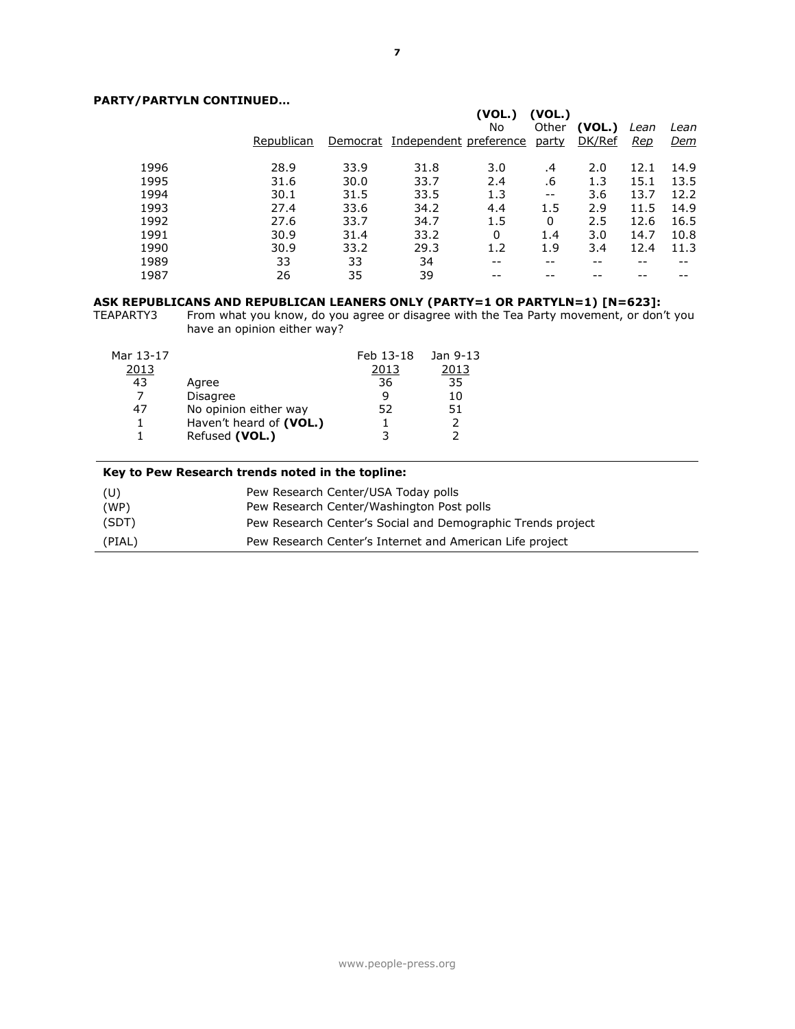**PARTY/PARTYLN CONTINUED…**

| | Republican | Democrat | Independent | (VOL.) No preference | (VOL.) Other party | (VOL.) DK/Ref | *Lean Rep* | *Lean Dem* |
|---|---|---|---|---|---|---|---|---|
| 1996 | 28.9 | 33.9 | 31.8 | 3.0 | .4 | 2.0 | 12.1 | 14.9 |
| 1995 | 31.6 | 30.0 | 33.7 | 2.4 | .6 | 1.3 | 15.1 | 13.5 |
| 1994 | 30.1 | 31.5 | 33.5 | 1.3 | -- | 3.6 | 13.7 | 12.2 |
| 1993 | 27.4 | 33.6 | 34.2 | 4.4 | 1.5 | 2.9 | 11.5 | 14.9 |
| 1992 | 27.6 | 33.7 | 34.7 | 1.5 | 0 | 2.5 | 12.6 | 16.5 |
| 1991 | 30.9 | 31.4 | 33.2 | 0 | 1.4 | 3.0 | 14.7 | 10.8 |
| 1990 | 30.9 | 33.2 | 29.3 | 1.2 | 1.9 | 3.4 | 12.4 | 11.3 |
| 1989 | 33 | 33 | 34 | -- | -- | -- | -- | -- |
| 1987 | 26 | 35 | 39 | -- | -- | -- | -- | -- |

**ASK REPUBLICANS AND REPUBLICAN LEANERS ONLY (PARTY=1 OR PARTYLN=1) [N=623]:**

TEAPARTY3 From what you know, do you agree or disagree with the Tea Party movement, or don't you have an opinion either way?

| Mar 13-17 2013 | | Feb 13-18 2013 | Jan 9-13 2013 |
|---|---|---|---|
| 43 | Agree | 36 | 35 |
| 7 | Disagree | 9 | 10 |
| 47 | No opinion either way | 52 | 51 |
| 1 | Haven't heard of **(VOL.)** | 1 | 2 |
| 1 | Refused **(VOL.)** | 3 | 2 |

**Key to Pew Research trends noted in the topline:**

| | |
|---|---|
| (U) | Pew Research Center/USA Today polls |
| (WP) | Pew Research Center/Washington Post polls |
| (SDT) | Pew Research Center's Social and Demographic Trends project |
| (PIAL) | Pew Research Center's Internet and American Life project |